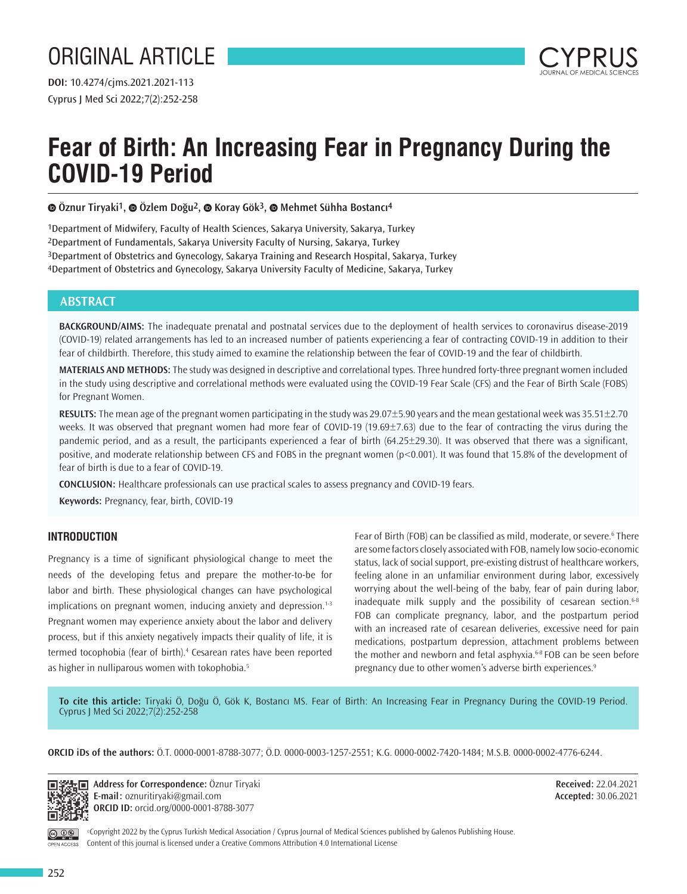ORIGINAL ARTICLE

DOI: 10.4274/cjms.2021.2021-113

# Fear of Birth: An Increasing Fear in Pregnancy During the COVID-19 Period

Öznur Tiryaki[1], Özlem Doğu[2], Koray Gök[3], Mehmet Sühha Bostancı[4]

[1]Department of Midwifery, Faculty of Health Sciences, Sakarya University, Sakarya, Turkey
[2]Department of Fundamentals, Sakarya University Faculty of Nursing, Sakarya, Turkey
[3]Department of Obstetrics and Gynecology, Sakarya Training and Research Hospital, Sakarya, Turkey
[4]Department of Obstetrics and Gynecology, Sakarya University Faculty of Medicine, Sakarya, Turkey

## ABSTRACT

**BACKGROUND/AIMS:** The inadequate prenatal and postnatal services due to the deployment of health services to coronavirus disease-2019 (COVID-19) related arrangements has led to an increased number of patients experiencing a fear of contracting COVID-19 in addition to their fear of childbirth. Therefore, this study aimed to examine the relationship between the fear of COVID-19 and the fear of childbirth.

**MATERIALS AND METHODS:** The study was designed in descriptive and correlational types. Three hundred forty-three pregnant women included in the study using descriptive and correlational methods were evaluated using the COVID-19 Fear Scale (CFS) and the Fear of Birth Scale (FOBS) for Pregnant Women.

**RESULTS:** The mean age of the pregnant women participating in the study was 29.07±5.90 years and the mean gestational week was 35.51±2.70 weeks. It was observed that pregnant women had more fear of COVID-19 (19.69±7.63) due to the fear of contracting the virus during the pandemic period, and as a result, the participants experienced a fear of birth (64.25±29.30). It was observed that there was a significant, positive, and moderate relationship between CFS and FOBS in the pregnant women ($p<0.001$). It was found that 15.8% of the development of fear of birth is due to a fear of COVID-19.

**CONCLUSION:** Healthcare professionals can use practical scales to assess pregnancy and COVID-19 fears.

**Keywords:** Pregnancy, fear, birth, COVID-19

## INTRODUCTION

Pregnancy is a time of significant physiological change to meet the needs of the developing fetus and prepare the mother-to-be for labor and birth. These physiological changes can have psychological implications on pregnant women, inducing anxiety and depression.[1-3] Pregnant women may experience anxiety about the labor and delivery process, but if this anxiety negatively impacts their quality of life, it is termed tocophobia (fear of birth).[4] Cesarean rates have been reported as higher in nulliparous women with tokophobia.[5]

Fear of Birth (FOB) can be classified as mild, moderate, or severe.[6] There are some factors closely associated with FOB, namely low socio-economic status, lack of social support, pre-existing distrust of healthcare workers, feeling alone in an unfamiliar environment during labor, excessively worrying about the well-being of the baby, fear of pain during labor, inadequate milk supply and the possibility of cesarean section.[6-8] FOB can complicate pregnancy, labor, and the postpartum period with an increased rate of cesarean deliveries, excessive need for pain medications, postpartum depression, attachment problems between the mother and newborn and fetal asphyxia.[6-8] FOB can be seen before pregnancy due to other women's adverse birth experiences.[9]

**To cite this article:** Tiryaki Ö, Doğu Ö, Gök K, Bostancı MS. Fear of Birth: An Increasing Fear in Pregnancy During the COVID-19 Period. Cyprus J Med Sci 2022;7(2):252-258

**ORCID iDs of the authors:** Ö.T. 0000-0001-8788-3077; Ö.D. 0000-0003-1257-2551; K.G. 0000-0002-7420-1484; M.S.B. 0000-0002-4776-6244.

**Address for Correspondence:** Öznur Tiryaki
**E-mail:** oznuritiryaki@gmail.com
**ORCID ID:** orcid.org/0000-0001-8788-3077

**Received:** 22.04.2021
**Accepted:** 30.06.2021

©Copyright 2022 by the Cyprus Turkish Medical Association / Cyprus Journal of Medical Sciences published by Galenos Publishing House.
Content of this journal is licensed under a Creative Commons Attribution 4.0 International License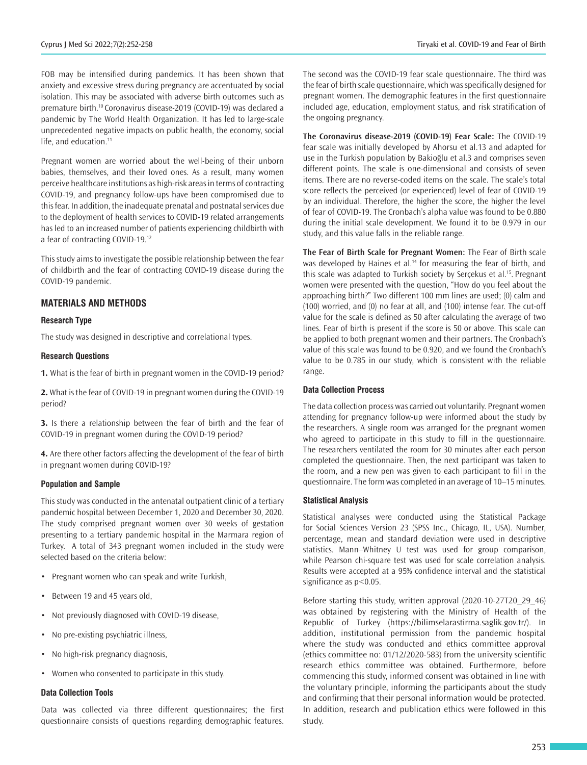FOB may be intensified during pandemics. It has been shown that anxiety and excessive stress during pregnancy are accentuated by social isolation. This may be associated with adverse birth outcomes such as premature birth.[10] Coronavirus disease-2019 (COVID-19) was declared a pandemic by The World Health Organization. It has led to large-scale unprecedented negative impacts on public health, the economy, social life, and education.[11]

Pregnant women are worried about the well-being of their unborn babies, themselves, and their loved ones. As a result, many women perceive healthcare institutions as high-risk areas in terms of contracting COVID-19, and pregnancy follow-ups have been compromised due to this fear. In addition, the inadequate prenatal and postnatal services due to the deployment of health services to COVID-19 related arrangements has led to an increased number of patients experiencing childbirth with a fear of contracting COVID-19.[12]

This study aims to investigate the possible relationship between the fear of childbirth and the fear of contracting COVID-19 disease during the COVID-19 pandemic.

## MATERIALS AND METHODS

### Research Type

The study was designed in descriptive and correlational types.

### Research Questions

**1.** What is the fear of birth in pregnant women in the COVID-19 period?

**2.** What is the fear of COVID-19 in pregnant women during the COVID-19 period?

**3.** Is there a relationship between the fear of birth and the fear of COVID-19 in pregnant women during the COVID-19 period?

**4.** Are there other factors affecting the development of the fear of birth in pregnant women during COVID-19?

### Population and Sample

This study was conducted in the antenatal outpatient clinic of a tertiary pandemic hospital between December 1, 2020 and December 30, 2020. The study comprised pregnant women over 30 weeks of gestation presenting to a tertiary pandemic hospital in the Marmara region of Turkey. A total of 343 pregnant women included in the study were selected based on the criteria below:

- Pregnant women who can speak and write Turkish,
- Between 19 and 45 years old,
- Not previously diagnosed with COVID-19 disease,
- No pre-existing psychiatric illness,
- No high-risk pregnancy diagnosis,
- Women who consented to participate in this study.

### Data Collection Tools

Data was collected via three different questionnaires; the first questionnaire consists of questions regarding demographic features. The second was the COVID-19 fear scale questionnaire. The third was the fear of birth scale questionnaire, which was specifically designed for pregnant women. The demographic features in the first questionnaire included age, education, employment status, and risk stratification of the ongoing pregnancy.

**The Coronavirus disease-2019 (COVID-19) Fear Scale:** The COVID-19 fear scale was initially developed by Ahorsu et al.13 and adapted for use in the Turkish population by Bakioğlu et al.3 and comprises seven different points. The scale is one-dimensional and consists of seven items. There are no reverse-coded items on the scale. The scale's total score reflects the perceived (or experienced) level of fear of COVID-19 by an individual. Therefore, the higher the score, the higher the level of fear of COVID-19. The Cronbach's alpha value was found to be 0.880 during the initial scale development. We found it to be 0.979 in our study, and this value falls in the reliable range.

**The Fear of Birth Scale for Pregnant Women:** The Fear of Birth scale was developed by Haines et al.[14] for measuring the fear of birth, and this scale was adapted to Turkish society by Serçekus et al.[15]. Pregnant women were presented with the question, "How do you feel about the approaching birth?" Two different 100 mm lines are used; (0) calm and (100) worried, and (0) no fear at all, and (100) intense fear. The cut-off value for the scale is defined as 50 after calculating the average of two lines. Fear of birth is present if the score is 50 or above. This scale can be applied to both pregnant women and their partners. The Cronbach's value of this scale was found to be 0.920, and we found the Cronbach's value to be 0.785 in our study, which is consistent with the reliable range.

### Data Collection Process

The data collection process was carried out voluntarily. Pregnant women attending for pregnancy follow-up were informed about the study by the researchers. A single room was arranged for the pregnant women who agreed to participate in this study to fill in the questionnaire. The researchers ventilated the room for 30 minutes after each person completed the questionnaire. Then, the next participant was taken to the room, and a new pen was given to each participant to fill in the questionnaire. The form was completed in an average of 10–15 minutes.

### Statistical Analysis

Statistical analyses were conducted using the Statistical Package for Social Sciences Version 23 (SPSS Inc., Chicago, IL, USA). Number, percentage, mean and standard deviation were used in descriptive statistics. Mann–Whitney U test was used for group comparison, while Pearson chi-square test was used for scale correlation analysis. Results were accepted at a 95% confidence interval and the statistical significance as $p<0.05$.

Before starting this study, written approval (2020-10-27T20_29_46) was obtained by registering with the Ministry of Health of the Republic of Turkey (https://bilimselarastirma.saglik.gov.tr/). In addition, institutional permission from the pandemic hospital where the study was conducted and ethics committee approval (ethics committee no: 01/12/2020-583) from the university scientific research ethics committee was obtained. Furthermore, before commencing this study, informed consent was obtained in line with the voluntary principle, informing the participants about the study and confirming that their personal information would be protected. In addition, research and publication ethics were followed in this study.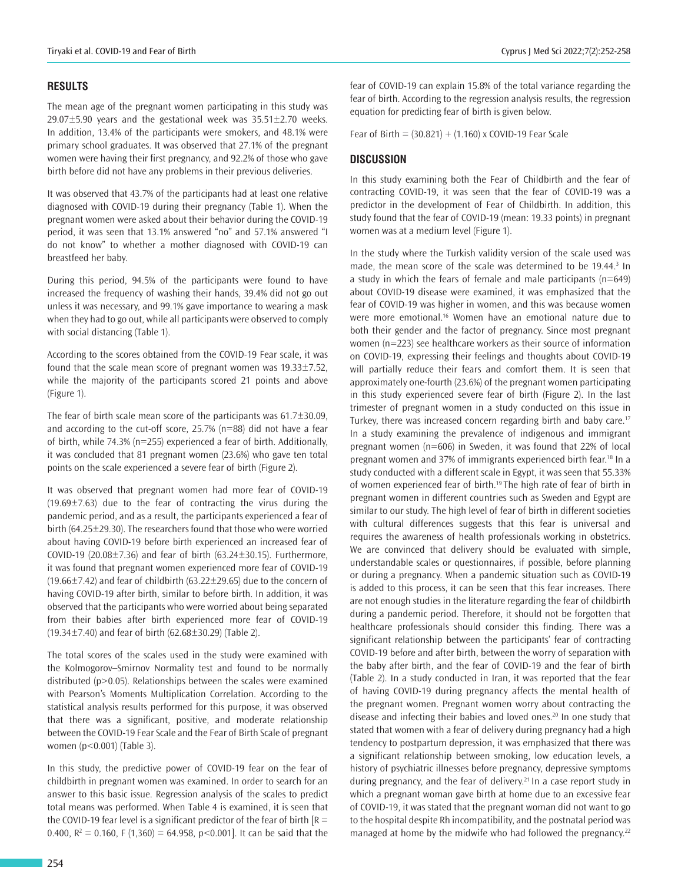## RESULTS

The mean age of the pregnant women participating in this study was 29.07±5.90 years and the gestational week was 35.51±2.70 weeks. In addition, 13.4% of the participants were smokers, and 48.1% were primary school graduates. It was observed that 27.1% of the pregnant women were having their first pregnancy, and 92.2% of those who gave birth before did not have any problems in their previous deliveries.

It was observed that 43.7% of the participants had at least one relative diagnosed with COVID-19 during their pregnancy (Table 1). When the pregnant women were asked about their behavior during the COVID-19 period, it was seen that 13.1% answered "no" and 57.1% answered "I do not know" to whether a mother diagnosed with COVID-19 can breastfeed her baby.

During this period, 94.5% of the participants were found to have increased the frequency of washing their hands, 39.4% did not go out unless it was necessary, and 99.1% gave importance to wearing a mask when they had to go out, while all participants were observed to comply with social distancing (Table 1).

According to the scores obtained from the COVID-19 Fear scale, it was found that the scale mean score of pregnant women was 19.33±7.52, while the majority of the participants scored 21 points and above (Figure 1).

The fear of birth scale mean score of the participants was 61.7±30.09, and according to the cut-off score, 25.7% (n=88) did not have a fear of birth, while 74.3% (n=255) experienced a fear of birth. Additionally, it was concluded that 81 pregnant women (23.6%) who gave ten total points on the scale experienced a severe fear of birth (Figure 2).

It was observed that pregnant women had more fear of COVID-19 (19.69±7.63) due to the fear of contracting the virus during the pandemic period, and as a result, the participants experienced a fear of birth (64.25±29.30). The researchers found that those who were worried about having COVID-19 before birth experienced an increased fear of COVID-19 (20.08±7.36) and fear of birth (63.24±30.15). Furthermore, it was found that pregnant women experienced more fear of COVID-19 (19.66±7.42) and fear of childbirth (63.22±29.65) due to the concern of having COVID-19 after birth, similar to before birth. In addition, it was observed that the participants who were worried about being separated from their babies after birth experienced more fear of COVID-19 (19.34±7.40) and fear of birth (62.68±30.29) (Table 2).

The total scores of the scales used in the study were examined with the Kolmogorov–Smirnov Normality test and found to be normally distributed ($p>0.05$). Relationships between the scales were examined with Pearson's Moments Multiplication Correlation. According to the statistical analysis results performed for this purpose, it was observed that there was a significant, positive, and moderate relationship between the COVID-19 Fear Scale and the Fear of Birth Scale of pregnant women ($p<0.001$) (Table 3).

In this study, the predictive power of COVID-19 fear on the fear of childbirth in pregnant women was examined. In order to search for an answer to this basic issue. Regression analysis of the scales to predict total means was performed. When Table 4 is examined, it is seen that the COVID-19 fear level is a significant predictor of the fear of birth [$R = 0.400$, $R^2 = 0.160$, $F(1,360) = 64.958$, $p<0.001$]. It can be said that the fear of COVID-19 can explain 15.8% of the total variance regarding the fear of birth. According to the regression analysis results, the regression equation for predicting fear of birth is given below.

Fear of Birth = (30.821) + (1.160) x COVID-19 Fear Scale

## DISCUSSION

In this study examining both the Fear of Childbirth and the fear of contracting COVID-19, it was seen that the fear of COVID-19 was a predictor in the development of Fear of Childbirth. In addition, this study found that the fear of COVID-19 (mean: 19.33 points) in pregnant women was at a medium level (Figure 1).

In the study where the Turkish validity version of the scale used was made, the mean score of the scale was determined to be 19.44.[3] In a study in which the fears of female and male participants (n=649) about COVID-19 disease were examined, it was emphasized that the fear of COVID-19 was higher in women, and this was because women were more emotional.[16] Women have an emotional nature due to both their gender and the factor of pregnancy. Since most pregnant women (n=223) see healthcare workers as their source of information on COVID-19, expressing their feelings and thoughts about COVID-19 will partially reduce their fears and comfort them. It is seen that approximately one-fourth (23.6%) of the pregnant women participating in this study experienced severe fear of birth (Figure 2). In the last trimester of pregnant women in a study conducted on this issue in Turkey, there was increased concern regarding birth and baby care.[17] In a study examining the prevalence of indigenous and immigrant pregnant women (n=606) in Sweden, it was found that 22% of local pregnant women and 37% of immigrants experienced birth fear.[18] In a study conducted with a different scale in Egypt, it was seen that 55.33% of women experienced fear of birth.[19] The high rate of fear of birth in pregnant women in different countries such as Sweden and Egypt are similar to our study. The high level of fear of birth in different societies with cultural differences suggests that this fear is universal and requires the awareness of health professionals working in obstetrics. We are convinced that delivery should be evaluated with simple, understandable scales or questionnaires, if possible, before planning or during a pregnancy. When a pandemic situation such as COVID-19 is added to this process, it can be seen that this fear increases. There are not enough studies in the literature regarding the fear of childbirth during a pandemic period. Therefore, it should not be forgotten that healthcare professionals should consider this finding. There was a significant relationship between the participants' fear of contracting COVID-19 before and after birth, between the worry of separation with the baby after birth, and the fear of COVID-19 and the fear of birth (Table 2). In a study conducted in Iran, it was reported that the fear of having COVID-19 during pregnancy affects the mental health of the pregnant women. Pregnant women worry about contracting the disease and infecting their babies and loved ones.[20] In one study that stated that women with a fear of delivery during pregnancy had a high tendency to postpartum depression, it was emphasized that there was a significant relationship between smoking, low education levels, a history of psychiatric illnesses before pregnancy, depressive symptoms during pregnancy, and the fear of delivery.[21] In a case report study in which a pregnant woman gave birth at home due to an excessive fear of COVID-19, it was stated that the pregnant woman did not want to go to the hospital despite Rh incompatibility, and the postnatal period was managed at home by the midwife who had followed the pregnancy.[22]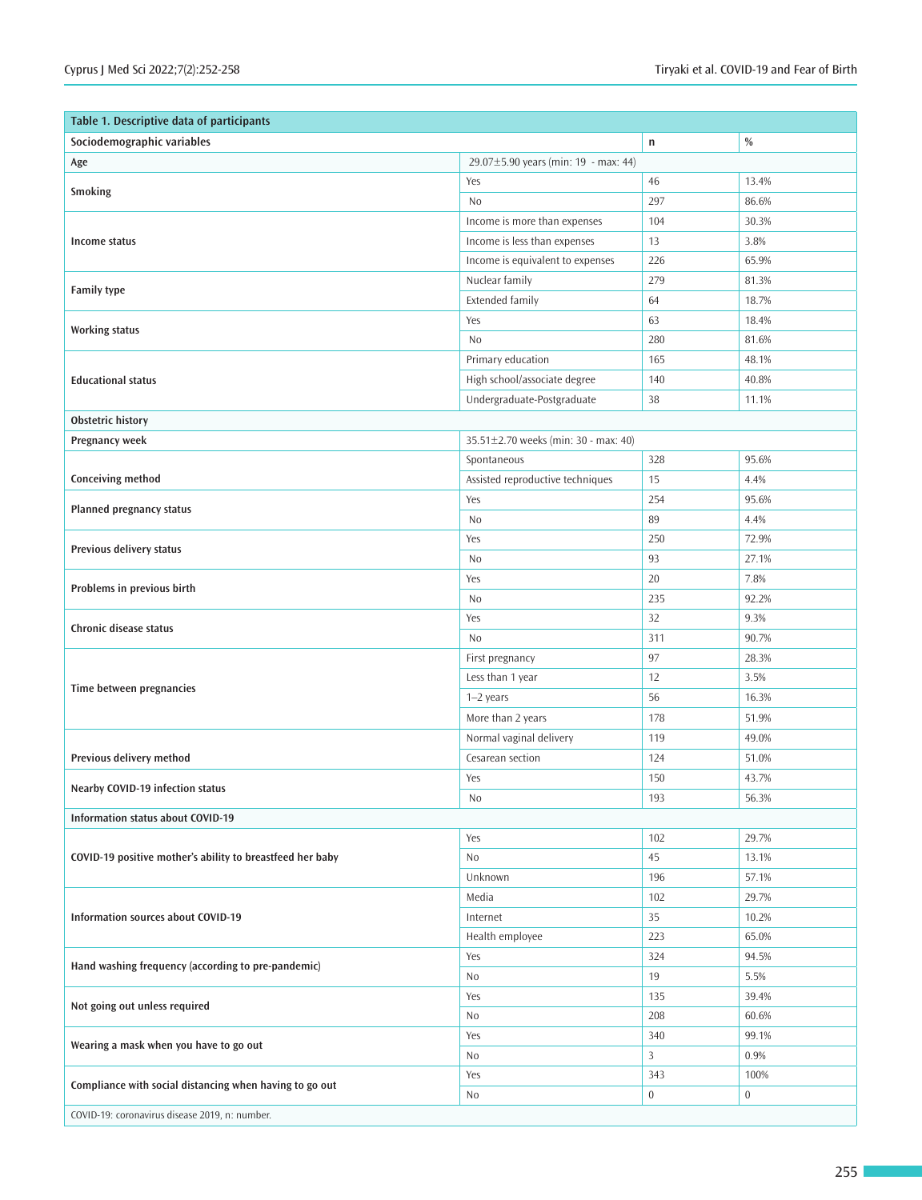| Table 1. Descriptive data of participants | | | |
|---|---|---|---|
| **Sociodemographic variables** | | **n** | **%** |
| **Age** | 29.07±5.90 years (min: 19 - max: 44) | | |
| **Smoking** | Yes | 46 | 13.4% |
| | No | 297 | 86.6% |
| **Income status** | Income is more than expenses | 104 | 30.3% |
| | Income is less than expenses | 13 | 3.8% |
| | Income is equivalent to expenses | 226 | 65.9% |
| **Family type** | Nuclear family | 279 | 81.3% |
| | Extended family | 64 | 18.7% |
| **Working status** | Yes | 63 | 18.4% |
| | No | 280 | 81.6% |
| **Educational status** | Primary education | 165 | 48.1% |
| | High school/associate degree | 140 | 40.8% |
| | Undergraduate-Postgraduate | 38 | 11.1% |
| **Obstetric history** | | | |
| **Pregnancy week** | 35.51±2.70 weeks (min: 30 - max: 40) | | |
| **Conceiving method** | Spontaneous | 328 | 95.6% |
| | Assisted reproductive techniques | 15 | 4.4% |
| **Planned pregnancy status** | Yes | 254 | 95.6% |
| | No | 89 | 4.4% |
| **Previous delivery status** | Yes | 250 | 72.9% |
| | No | 93 | 27.1% |
| **Problems in previous birth** | Yes | 20 | 7.8% |
| | No | 235 | 92.2% |
| **Chronic disease status** | Yes | 32 | 9.3% |
| | No | 311 | 90.7% |
| **Time between pregnancies** | First pregnancy | 97 | 28.3% |
| | Less than 1 year | 12 | 3.5% |
| | 1–2 years | 56 | 16.3% |
| | More than 2 years | 178 | 51.9% |
| **Previous delivery method** | Normal vaginal delivery | 119 | 49.0% |
| | Cesarean section | 124 | 51.0% |
| **Nearby COVID-19 infection status** | Yes | 150 | 43.7% |
| | No | 193 | 56.3% |
| **Information status about COVID-19** | | | |
| **COVID-19 positive mother's ability to breastfeed her baby** | Yes | 102 | 29.7% |
| | No | 45 | 13.1% |
| | Unknown | 196 | 57.1% |
| **Information sources about COVID-19** | Media | 102 | 29.7% |
| | Internet | 35 | 10.2% |
| | Health employee | 223 | 65.0% |
| **Hand washing frequency (according to pre-pandemic)** | Yes | 324 | 94.5% |
| | No | 19 | 5.5% |
| **Not going out unless required** | Yes | 135 | 39.4% |
| | No | 208 | 60.6% |
| **Wearing a mask when you have to go out** | Yes | 340 | 99.1% |
| | No | 3 | 0.9% |
| **Compliance with social distancing when having to go out** | Yes | 343 | 100% |
| | No | 0 | 0 |

COVID-19: coronavirus disease 2019, n: number.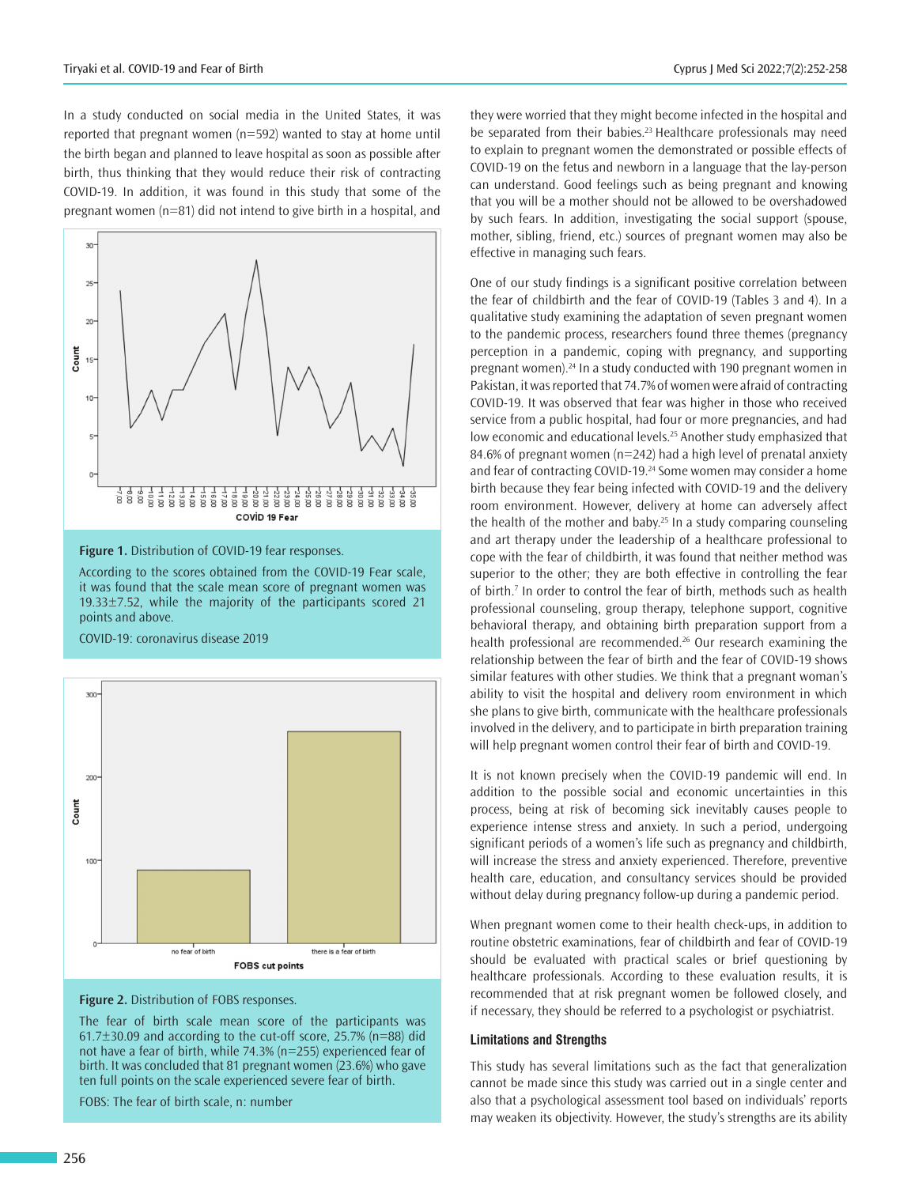In a study conducted on social media in the United States, it was reported that pregnant women (n=592) wanted to stay at home until the birth began and planned to leave hospital as soon as possible after birth, thus thinking that they would reduce their risk of contracting COVID-19. In addition, it was found in this study that some of the pregnant women (n=81) did not intend to give birth in a hospital, and they were worried that they might become infected in the hospital and be separated from their babies.[23] Healthcare professionals may need to explain to pregnant women the demonstrated or possible effects of COVID-19 on the fetus and newborn in a language that the lay-person can understand. Good feelings such as being pregnant and knowing that you will be a mother should not be allowed to be overshadowed by such fears. In addition, investigating the social support (spouse, mother, sibling, friend, etc.) sources of pregnant women may also be effective in managing such fears.

**Figure 1.** Distribution of COVID-19 fear responses.

According to the scores obtained from the COVID-19 Fear scale, it was found that the scale mean score of pregnant women was 19.33±7.52, while the majority of the participants scored 21 points and above.

COVID-19: coronavirus disease 2019

**Figure 2.** Distribution of FOBS responses.

The fear of birth scale mean score of the participants was 61.7±30.09 and according to the cut-off score, 25.7% (n=88) did not have a fear of birth, while 74.3% (n=255) experienced fear of birth. It was concluded that 81 pregnant women (23.6%) who gave ten full points on the scale experienced severe fear of birth.

FOBS: The fear of birth scale, n: number

One of our study findings is a significant positive correlation between the fear of childbirth and the fear of COVID-19 (Tables 3 and 4). In a qualitative study examining the adaptation of seven pregnant women to the pandemic process, researchers found three themes (pregnancy perception in a pandemic, coping with pregnancy, and supporting pregnant women).[24] In a study conducted with 190 pregnant women in Pakistan, it was reported that 74.7% of women were afraid of contracting COVID-19. It was observed that fear was higher in those who received service from a public hospital, had four or more pregnancies, and had low economic and educational levels.[25] Another study emphasized that 84.6% of pregnant women (n=242) had a high level of prenatal anxiety and fear of contracting COVID-19.[24] Some women may consider a home birth because they fear being infected with COVID-19 and the delivery room environment. However, delivery at home can adversely affect the health of the mother and baby.[25] In a study comparing counseling and art therapy under the leadership of a healthcare professional to cope with the fear of childbirth, it was found that neither method was superior to the other; they are both effective in controlling the fear of birth.[7] In order to control the fear of birth, methods such as health professional counseling, group therapy, telephone support, cognitive behavioral therapy, and obtaining birth preparation support from a health professional are recommended.[26] Our research examining the relationship between the fear of birth and the fear of COVID-19 shows similar features with other studies. We think that a pregnant woman's ability to visit the hospital and delivery room environment in which she plans to give birth, communicate with the healthcare professionals involved in the delivery, and to participate in birth preparation training will help pregnant women control their fear of birth and COVID-19.

It is not known precisely when the COVID-19 pandemic will end. In addition to the possible social and economic uncertainties in this process, being at risk of becoming sick inevitably causes people to experience intense stress and anxiety. In such a period, undergoing significant periods of a women's life such as pregnancy and childbirth, will increase the stress and anxiety experienced. Therefore, preventive health care, education, and consultancy services should be provided without delay during pregnancy follow-up during a pandemic period.

When pregnant women come to their health check-ups, in addition to routine obstetric examinations, fear of childbirth and fear of COVID-19 should be evaluated with practical scales or brief questioning by healthcare professionals. According to these evaluation results, it is recommended that at risk pregnant women be followed closely, and if necessary, they should be referred to a psychologist or psychiatrist.

### Limitations and Strengths

This study has several limitations such as the fact that generalization cannot be made since this study was carried out in a single center and also that a psychological assessment tool based on individuals' reports may weaken its objectivity. However, the study's strengths are its ability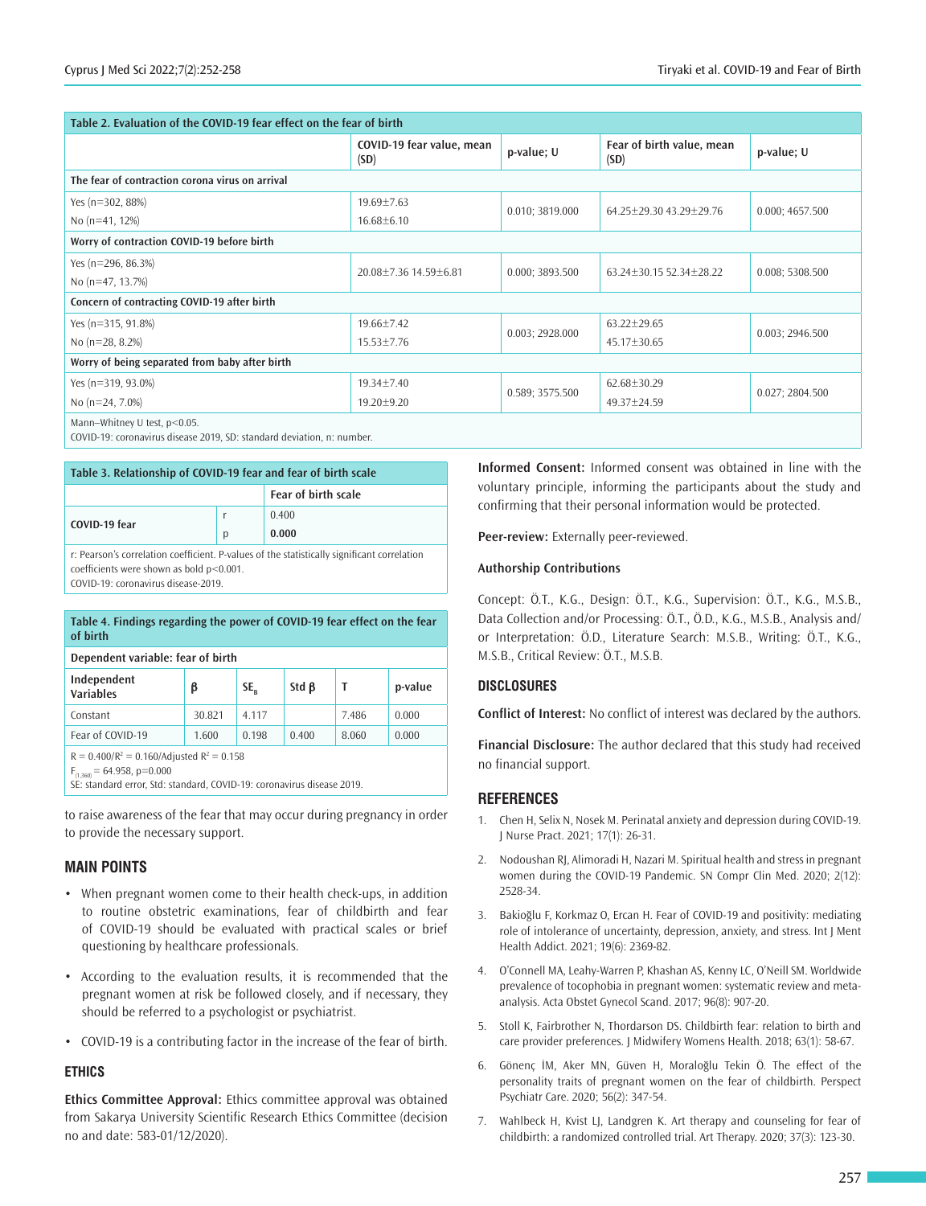**Table 2. Evaluation of the COVID-19 fear effect on the fear of birth**

| | COVID-19 fear value, mean (SD) | p-value; U | Fear of birth value, mean (SD) | p-value; U |
|---|---|---|---|---|
| **The fear of contraction corona virus on arrival** | | | | |
| Yes (n=302, 88%) | 19.69±7.63 | 0.010; 3819.000 | 64.25±29.30 43.29±29.76 | 0.000; 4657.500 |
| No (n=41, 12%) | 16.68±6.10 | | | |
| **Worry of contraction COVID-19 before birth** | | | | |
| Yes (n=296, 86.3%) | 20.08±7.36 14.59±6.81 | 0.000; 3893.500 | 63.24±30.15 52.34±28.22 | 0.008; 5308.500 |
| No (n=47, 13.7%) | | | | |
| **Concern of contracting COVID-19 after birth** | | | | |
| Yes (n=315, 91.8%) | 19.66±7.42 | 0.003; 2928.000 | 63.22±29.65 | 0.003; 2946.500 |
| No (n=28, 8.2%) | 15.53±7.76 | | 45.17±30.65 | |
| **Worry of being separated from baby after birth** | | | | |
| Yes (n=319, 93.0%) | 19.34±7.40 | 0.589; 3575.500 | 62.68±30.29 | 0.027; 2804.500 |
| No (n=24, 7.0%) | 19.20±9.20 | | 49.37±24.59 | |

Mann–Whitney U test, p<0.05.
COVID-19: coronavirus disease 2019, SD: standard deviation, n: number.

**Table 3. Relationship of COVID-19 fear and fear of birth scale**

| | | Fear of birth scale |
|---|---|---|
| COVID-19 fear | r | 0.400 |
| | p | **0.000** |

r: Pearson's correlation coefficient. P-values of the statistically significant correlation coefficients were shown as bold p<0.001.
COVID-19: coronavirus disease-2019.

**Table 4. Findings regarding the power of COVID-19 fear effect on the fear of birth**

| Dependent variable: fear of birth | | | | | |
|---|---|---|---|---|---|
| Independent Variables | β | $SE_B$ | Std β | T | p-value |
| Constant | 30.821 | 4.117 | | 7.486 | 0.000 |
| Fear of COVID-19 | 1.600 | 0.198 | 0.400 | 8.060 | 0.000 |

R = 0.400/$R^2$ = 0.160/Adjusted $R^2$ = 0.158
$F_{(1,360)}$ = 64.958, p=0.000
SE: standard error, Std: standard, COVID-19: coronavirus disease 2019.

to raise awareness of the fear that may occur during pregnancy in order to provide the necessary support.

## MAIN POINTS

- When pregnant women come to their health check-ups, in addition to routine obstetric examinations, fear of childbirth and fear of COVID-19 should be evaluated with practical scales or brief questioning by healthcare professionals.
- According to the evaluation results, it is recommended that the pregnant women at risk be followed closely, and if necessary, they should be referred to a psychologist or psychiatrist.
- COVID-19 is a contributing factor in the increase of the fear of birth.

### ETHICS

**Ethics Committee Approval:** Ethics committee approval was obtained from Sakarya University Scientific Research Ethics Committee (decision no and date: 583-01/12/2020).

**Informed Consent:** Informed consent was obtained in line with the voluntary principle, informing the participants about the study and confirming that their personal information would be protected.

**Peer-review:** Externally peer-reviewed.

### Authorship Contributions

Concept: Ö.T., K.G., Design: Ö.T., K.G., Supervision: Ö.T., K.G., M.S.B., Data Collection and/or Processing: Ö.T., Ö.D., K.G., M.S.B., Analysis and/or Interpretation: Ö.D., Literature Search: M.S.B., Writing: Ö.T., K.G., M.S.B., Critical Review: Ö.T., M.S.B.

### DISCLOSURES

**Conflict of Interest:** No conflict of interest was declared by the authors.

**Financial Disclosure:** The author declared that this study had received no financial support.

## REFERENCES

1. Chen H, Selix N, Nosek M. Perinatal anxiety and depression during COVID-19. J Nurse Pract. 2021; 17(1): 26-31.
2. Nodoushan RJ, Alimoradi H, Nazari M. Spiritual health and stress in pregnant women during the COVID-19 Pandemic. SN Compr Clin Med. 2020; 2(12): 2528-34.
3. Bakioğlu F, Korkmaz O, Ercan H. Fear of COVID-19 and positivity: mediating role of intolerance of uncertainty, depression, anxiety, and stress. Int J Ment Health Addict. 2021; 19(6): 2369-82.
4. O'Connell MA, Leahy-Warren P, Khashan AS, Kenny LC, O'Neill SM. Worldwide prevalence of tocophobia in pregnant women: systematic review and meta-analysis. Acta Obstet Gynecol Scand. 2017; 96(8): 907-20.
5. Stoll K, Fairbrother N, Thordarson DS. Childbirth fear: relation to birth and care provider preferences. J Midwifery Womens Health. 2018; 63(1): 58-67.
6. Gönenç İM, Aker MN, Güven H, Moraloğlu Tekin Ö. The effect of the personality traits of pregnant women on the fear of childbirth. Perspect Psychiatr Care. 2020; 56(2): 347-54.
7. Wahlbeck H, Kvist LJ, Landgren K. Art therapy and counseling for fear of childbirth: a randomized controlled trial. Art Therapy. 2020; 37(3): 123-30.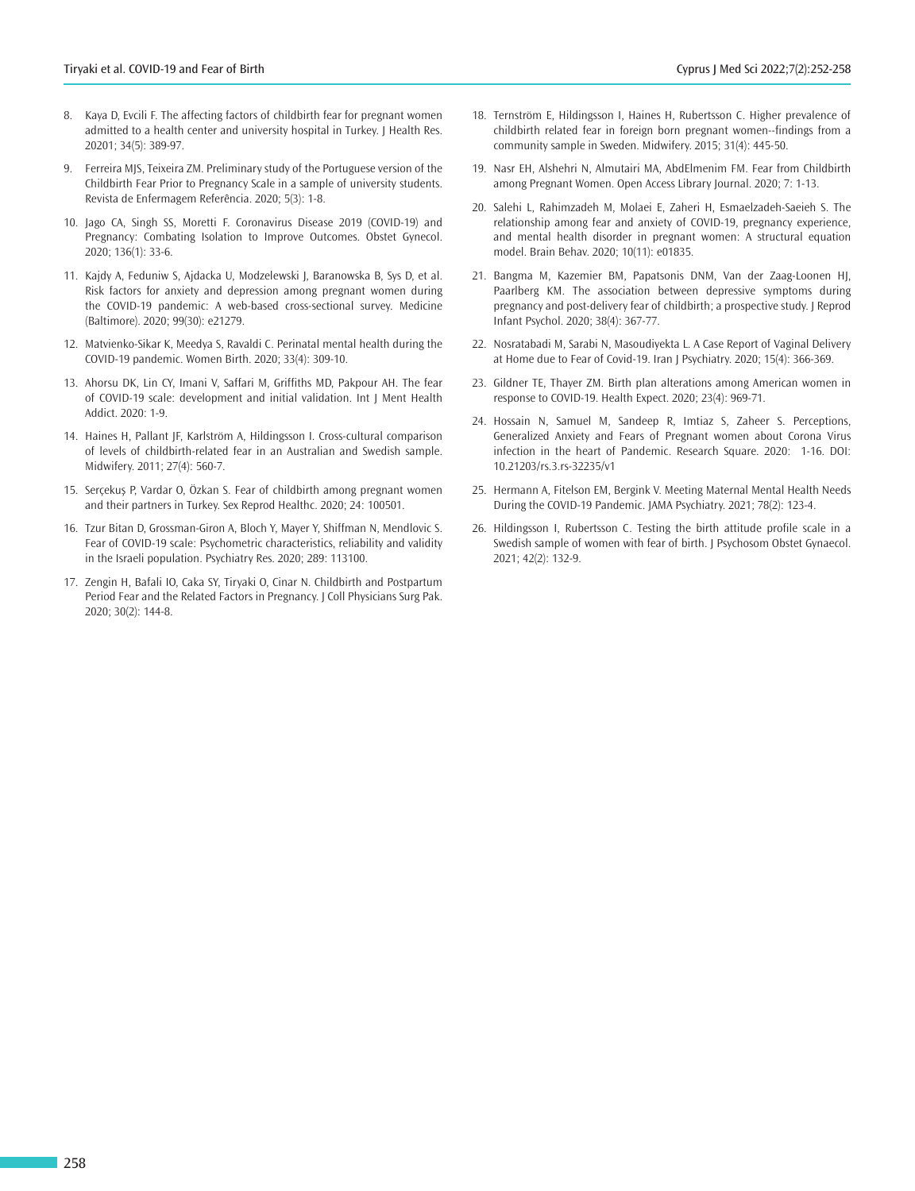8. Kaya D, Evcili F. The affecting factors of childbirth fear for pregnant women admitted to a health center and university hospital in Turkey. J Health Res. 20201; 34(5): 389-97.
9. Ferreira MJS, Teixeira ZM. Preliminary study of the Portuguese version of the Childbirth Fear Prior to Pregnancy Scale in a sample of university students. Revista de Enfermagem Referência. 2020; 5(3): 1-8.
10. Jago CA, Singh SS, Moretti F. Coronavirus Disease 2019 (COVID-19) and Pregnancy: Combating Isolation to Improve Outcomes. Obstet Gynecol. 2020; 136(1): 33-6.
11. Kajdy A, Feduniw S, Ajdacka U, Modzelewski J, Baranowska B, Sys D, et al. Risk factors for anxiety and depression among pregnant women during the COVID-19 pandemic: A web-based cross-sectional survey. Medicine (Baltimore). 2020; 99(30): e21279.
12. Matvienko-Sikar K, Meedya S, Ravaldi C. Perinatal mental health during the COVID-19 pandemic. Women Birth. 2020; 33(4): 309-10.
13. Ahorsu DK, Lin CY, Imani V, Saffari M, Griffiths MD, Pakpour AH. The fear of COVID-19 scale: development and initial validation. Int J Ment Health Addict. 2020: 1-9.
14. Haines H, Pallant JF, Karlström A, Hildingsson I. Cross-cultural comparison of levels of childbirth-related fear in an Australian and Swedish sample. Midwifery. 2011; 27(4): 560-7.
15. Serçekuş P, Vardar O, Özkan S. Fear of childbirth among pregnant women and their partners in Turkey. Sex Reprod Healthc. 2020; 24: 100501.
16. Tzur Bitan D, Grossman-Giron A, Bloch Y, Mayer Y, Shiffman N, Mendlovic S. Fear of COVID-19 scale: Psychometric characteristics, reliability and validity in the Israeli population. Psychiatry Res. 2020; 289: 113100.
17. Zengin H, Bafali IO, Caka SY, Tiryaki O, Cinar N. Childbirth and Postpartum Period Fear and the Related Factors in Pregnancy. J Coll Physicians Surg Pak. 2020; 30(2): 144-8.
18. Ternström E, Hildingsson I, Haines H, Rubertsson C. Higher prevalence of childbirth related fear in foreign born pregnant women--findings from a community sample in Sweden. Midwifery. 2015; 31(4): 445-50.
19. Nasr EH, Alshehri N, Almutairi MA, AbdElmenim FM. Fear from Childbirth among Pregnant Women. Open Access Library Journal. 2020; 7: 1-13.
20. Salehi L, Rahimzadeh M, Molaei E, Zaheri H, Esmaelzadeh-Saeieh S. The relationship among fear and anxiety of COVID-19, pregnancy experience, and mental health disorder in pregnant women: A structural equation model. Brain Behav. 2020; 10(11): e01835.
21. Bangma M, Kazemier BM, Papatsonis DNM, Van der Zaag-Loonen HJ, Paarlberg KM. The association between depressive symptoms during pregnancy and post-delivery fear of childbirth; a prospective study. J Reprod Infant Psychol. 2020; 38(4): 367-77.
22. Nosratabadi M, Sarabi N, Masoudiyekta L. A Case Report of Vaginal Delivery at Home due to Fear of Covid-19. Iran J Psychiatry. 2020; 15(4): 366-369.
23. Gildner TE, Thayer ZM. Birth plan alterations among American women in response to COVID-19. Health Expect. 2020; 23(4): 969-71.
24. Hossain N, Samuel M, Sandeep R, Imtiaz S, Zaheer S. Perceptions, Generalized Anxiety and Fears of Pregnant women about Corona Virus infection in the heart of Pandemic. Research Square. 2020: 1-16. DOI: 10.21203/rs.3.rs-32235/v1
25. Hermann A, Fitelson EM, Bergink V. Meeting Maternal Mental Health Needs During the COVID-19 Pandemic. JAMA Psychiatry. 2021; 78(2): 123-4.
26. Hildingsson I, Rubertsson C. Testing the birth attitude profile scale in a Swedish sample of women with fear of birth. J Psychosom Obstet Gynaecol. 2021; 42(2): 132-9.